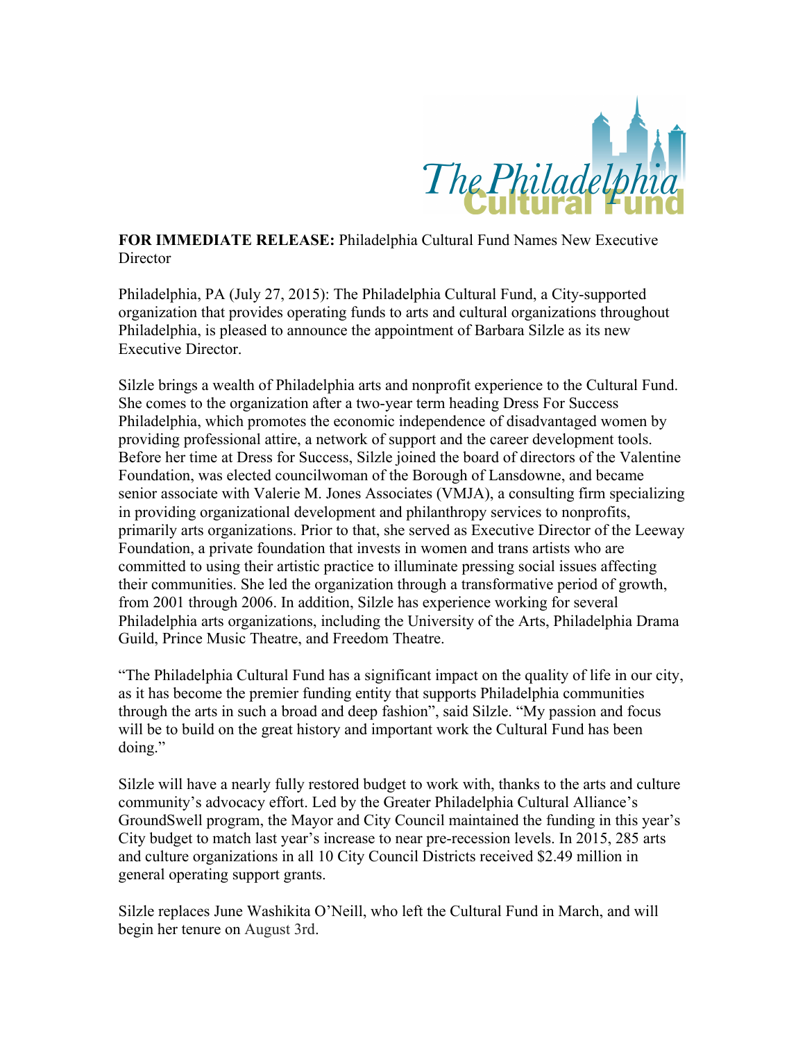The Philadelphia Cultural Fund

**FOR IMMEDIATE RELEASE:** Philadelphia Cultural Fund Names New Executive Director

Philadelphia, PA (July 27, 2015): The Philadelphia Cultural Fund, a City-supported organization that provides operating funds to arts and cultural organizations throughout Philadelphia, is pleased to announce the appointment of Barbara Silzle as its new Executive Director.

Silzle brings a wealth of Philadelphia arts and nonprofit experience to the Cultural Fund. She comes to the organization after a two-year term heading Dress For Success Philadelphia, which promotes the economic independence of disadvantaged women by providing professional attire, a network of support and the career development tools. Before her time at Dress for Success, Silzle joined the board of directors of the Valentine Foundation, was elected councilwoman of the Borough of Lansdowne, and became senior associate with Valerie M. Jones Associates (VMJA), a consulting firm specializing in providing organizational development and philanthropy services to nonprofits, primarily arts organizations. Prior to that, she served as Executive Director of the Leeway Foundation, a private foundation that invests in women and trans artists who are committed to using their artistic practice to illuminate pressing social issues affecting their communities. She led the organization through a transformative period of growth, from 2001 through 2006. In addition, Silzle has experience working for several Philadelphia arts organizations, including the University of the Arts, Philadelphia Drama Guild, Prince Music Theatre, and Freedom Theatre.

"The Philadelphia Cultural Fund has a significant impact on the quality of life in our city, as it has become the premier funding entity that supports Philadelphia communities through the arts in such a broad and deep fashion", said Silzle. "My passion and focus will be to build on the great history and important work the Cultural Fund has been doing."

Silzle will have a nearly fully restored budget to work with, thanks to the arts and culture community's advocacy effort. Led by the Greater Philadelphia Cultural Alliance's GroundSwell program, the Mayor and City Council maintained the funding in this year's City budget to match last year's increase to near pre-recession levels. In 2015, 285 arts and culture organizations in all 10 City Council Districts received $2.49 million in general operating support grants.

Silzle replaces June Washikita O'Neill, who left the Cultural Fund in March, and will begin her tenure on August 3rd.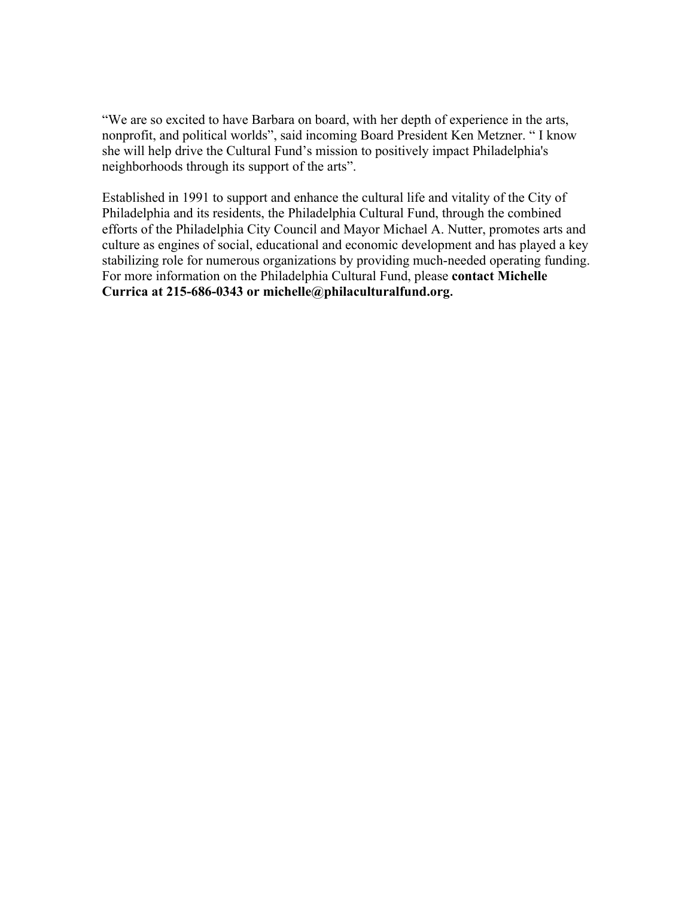“We are so excited to have Barbara on board, with her depth of experience in the arts, nonprofit, and political worlds”, said incoming Board President Ken Metzner. “ I know she will help drive the Cultural Fund’s mission to positively impact Philadelphia's neighborhoods through its support of the arts”.

Established in 1991 to support and enhance the cultural life and vitality of the City of Philadelphia and its residents, the Philadelphia Cultural Fund, through the combined efforts of the Philadelphia City Council and Mayor Michael A. Nutter, promotes arts and culture as engines of social, educational and economic development and has played a key stabilizing role for numerous organizations by providing much-needed operating funding. For more information on the Philadelphia Cultural Fund, please **contact Michelle Currica at 215-686-0343 or michelle@philaculturalfund.org.**